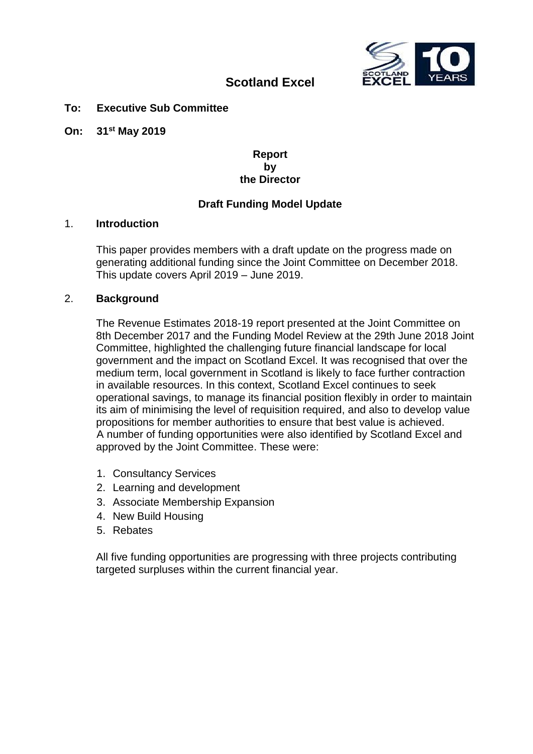# Scotland Excel

**To: Executive Sub Committee**

**On: 31st May 2019**

**Report**
**by**
**the Director**

## Draft Funding Model Update

### 1. Introduction

This paper provides members with a draft update on the progress made on generating additional funding since the Joint Committee on December 2018. This update covers April 2019 – June 2019.

### 2. Background

The Revenue Estimates 2018-19 report presented at the Joint Committee on 8th December 2017 and the Funding Model Review at the 29th June 2018 Joint Committee, highlighted the challenging future financial landscape for local government and the impact on Scotland Excel. It was recognised that over the medium term, local government in Scotland is likely to face further contraction in available resources. In this context, Scotland Excel continues to seek operational savings, to manage its financial position flexibly in order to maintain its aim of minimising the level of requisition required, and also to develop value propositions for member authorities to ensure that best value is achieved. A number of funding opportunities were also identified by Scotland Excel and approved by the Joint Committee. These were:

1. Consultancy Services
2. Learning and development
3. Associate Membership Expansion
4. New Build Housing
5. Rebates

All five funding opportunities are progressing with three projects contributing targeted surpluses within the current financial year.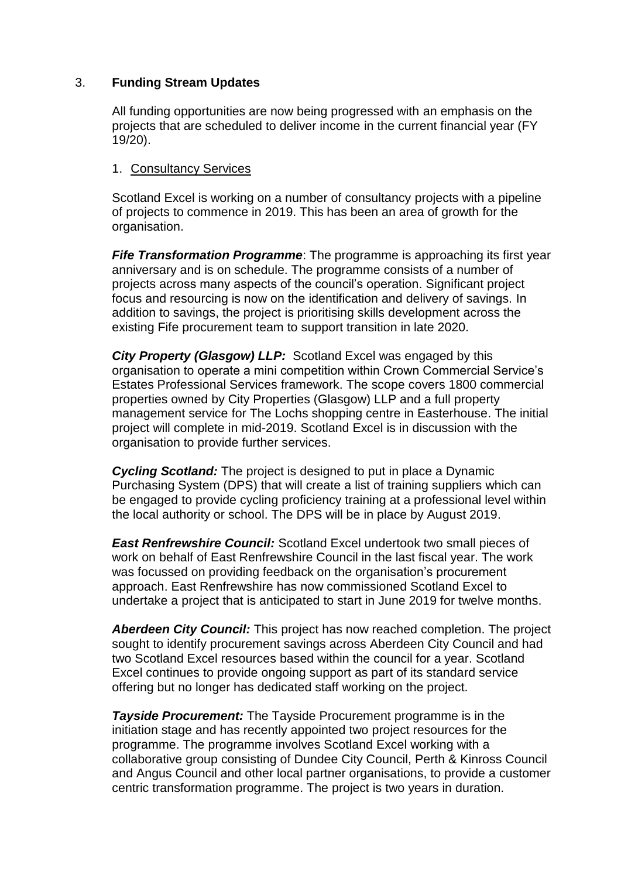## 3. Funding Stream Updates

All funding opportunities are now being progressed with an emphasis on the projects that are scheduled to deliver income in the current financial year (FY 19/20).

1. <u>Consultancy Services</u>

Scotland Excel is working on a number of consultancy projects with a pipeline of projects to commence in 2019. This has been an area of growth for the organisation.

***Fife Transformation Programme***: The programme is approaching its first year anniversary and is on schedule. The programme consists of a number of projects across many aspects of the council's operation. Significant project focus and resourcing is now on the identification and delivery of savings. In addition to savings, the project is prioritising skills development across the existing Fife procurement team to support transition in late 2020.

***City Property (Glasgow) LLP:*** Scotland Excel was engaged by this organisation to operate a mini competition within Crown Commercial Service's Estates Professional Services framework. The scope covers 1800 commercial properties owned by City Properties (Glasgow) LLP and a full property management service for The Lochs shopping centre in Easterhouse. The initial project will complete in mid-2019. Scotland Excel is in discussion with the organisation to provide further services.

***Cycling Scotland:*** The project is designed to put in place a Dynamic Purchasing System (DPS) that will create a list of training suppliers which can be engaged to provide cycling proficiency training at a professional level within the local authority or school. The DPS will be in place by August 2019.

***East Renfrewshire Council:*** Scotland Excel undertook two small pieces of work on behalf of East Renfrewshire Council in the last fiscal year. The work was focussed on providing feedback on the organisation's procurement approach. East Renfrewshire has now commissioned Scotland Excel to undertake a project that is anticipated to start in June 2019 for twelve months.

***Aberdeen City Council:*** This project has now reached completion. The project sought to identify procurement savings across Aberdeen City Council and had two Scotland Excel resources based within the council for a year. Scotland Excel continues to provide ongoing support as part of its standard service offering but no longer has dedicated staff working on the project.

***Tayside Procurement:*** The Tayside Procurement programme is in the initiation stage and has recently appointed two project resources for the programme. The programme involves Scotland Excel working with a collaborative group consisting of Dundee City Council, Perth & Kinross Council and Angus Council and other local partner organisations, to provide a customer centric transformation programme. The project is two years in duration.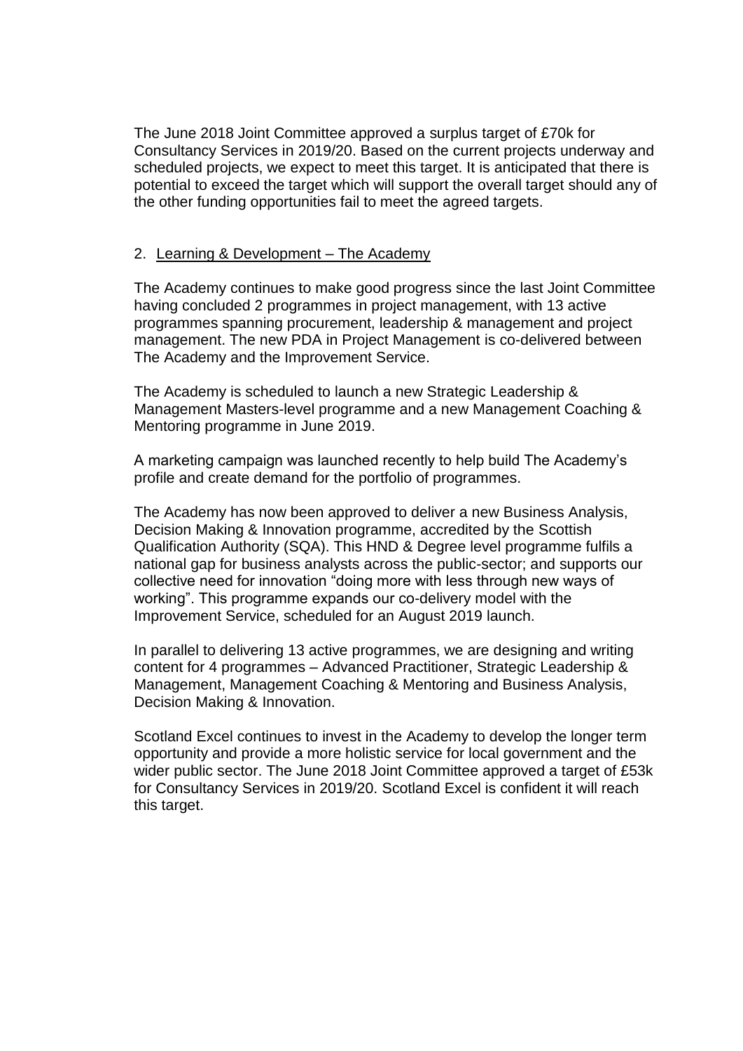The June 2018 Joint Committee approved a surplus target of £70k for Consultancy Services in 2019/20. Based on the current projects underway and scheduled projects, we expect to meet this target. It is anticipated that there is potential to exceed the target which will support the overall target should any of the other funding opportunities fail to meet the agreed targets.

2. Learning & Development – The Academy

The Academy continues to make good progress since the last Joint Committee having concluded 2 programmes in project management, with 13 active programmes spanning procurement, leadership & management and project management. The new PDA in Project Management is co-delivered between The Academy and the Improvement Service.

The Academy is scheduled to launch a new Strategic Leadership & Management Masters-level programme and a new Management Coaching & Mentoring programme in June 2019.

A marketing campaign was launched recently to help build The Academy's profile and create demand for the portfolio of programmes.

The Academy has now been approved to deliver a new Business Analysis, Decision Making & Innovation programme, accredited by the Scottish Qualification Authority (SQA). This HND & Degree level programme fulfils a national gap for business analysts across the public-sector; and supports our collective need for innovation "doing more with less through new ways of working". This programme expands our co-delivery model with the Improvement Service, scheduled for an August 2019 launch.

In parallel to delivering 13 active programmes, we are designing and writing content for 4 programmes – Advanced Practitioner, Strategic Leadership & Management, Management Coaching & Mentoring and Business Analysis, Decision Making & Innovation.

Scotland Excel continues to invest in the Academy to develop the longer term opportunity and provide a more holistic service for local government and the wider public sector. The June 2018 Joint Committee approved a target of £53k for Consultancy Services in 2019/20. Scotland Excel is confident it will reach this target.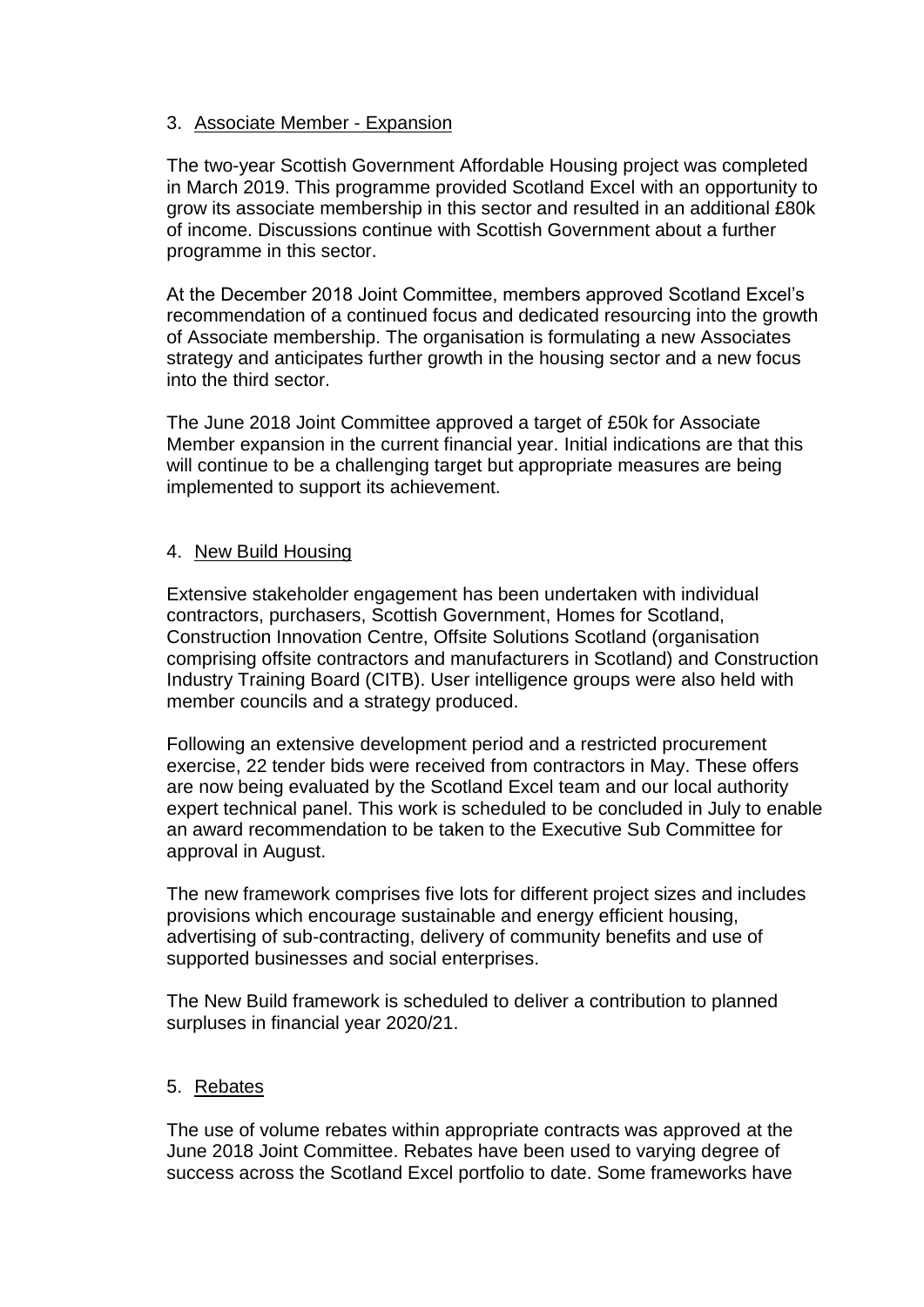3. <u>Associate Member - Expansion</u>

The two-year Scottish Government Affordable Housing project was completed in March 2019. This programme provided Scotland Excel with an opportunity to grow its associate membership in this sector and resulted in an additional £80k of income. Discussions continue with Scottish Government about a further programme in this sector.

At the December 2018 Joint Committee, members approved Scotland Excel's recommendation of a continued focus and dedicated resourcing into the growth of Associate membership. The organisation is formulating a new Associates strategy and anticipates further growth in the housing sector and a new focus into the third sector.

The June 2018 Joint Committee approved a target of £50k for Associate Member expansion in the current financial year. Initial indications are that this will continue to be a challenging target but appropriate measures are being implemented to support its achievement.

4. <u>New Build Housing</u>

Extensive stakeholder engagement has been undertaken with individual contractors, purchasers, Scottish Government, Homes for Scotland, Construction Innovation Centre, Offsite Solutions Scotland (organisation comprising offsite contractors and manufacturers in Scotland) and Construction Industry Training Board (CITB). User intelligence groups were also held with member councils and a strategy produced.

Following an extensive development period and a restricted procurement exercise, 22 tender bids were received from contractors in May. These offers are now being evaluated by the Scotland Excel team and our local authority expert technical panel. This work is scheduled to be concluded in July to enable an award recommendation to be taken to the Executive Sub Committee for approval in August.

The new framework comprises five lots for different project sizes and includes provisions which encourage sustainable and energy efficient housing, advertising of sub-contracting, delivery of community benefits and use of supported businesses and social enterprises.

The New Build framework is scheduled to deliver a contribution to planned surpluses in financial year 2020/21.

5. <u>Rebates</u>

The use of volume rebates within appropriate contracts was approved at the June 2018 Joint Committee. Rebates have been used to varying degree of success across the Scotland Excel portfolio to date. Some frameworks have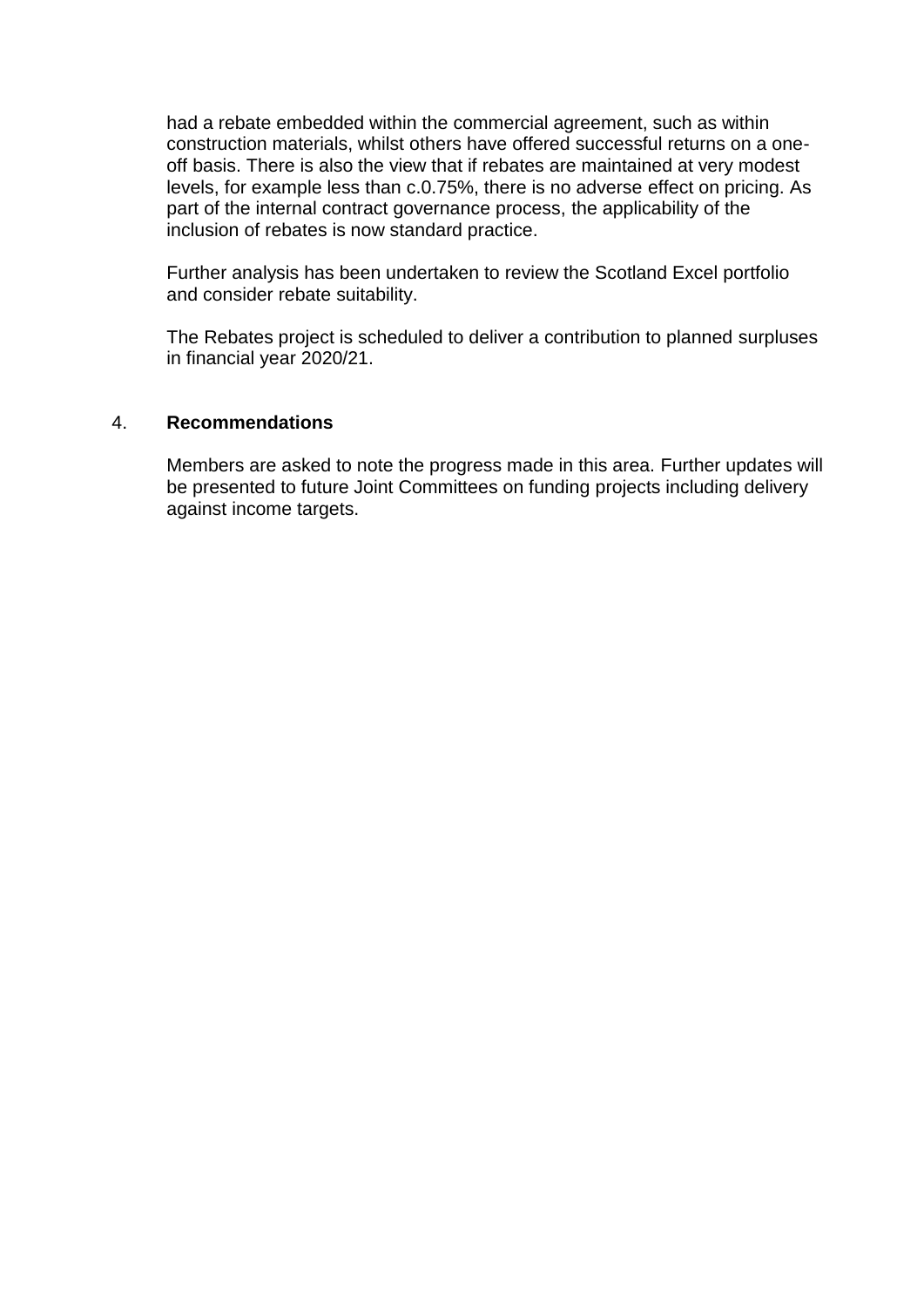had a rebate embedded within the commercial agreement, such as within construction materials, whilst others have offered successful returns on a one-off basis. There is also the view that if rebates are maintained at very modest levels, for example less than c.0.75%, there is no adverse effect on pricing. As part of the internal contract governance process, the applicability of the inclusion of rebates is now standard practice.

Further analysis has been undertaken to review the Scotland Excel portfolio and consider rebate suitability.

The Rebates project is scheduled to deliver a contribution to planned surpluses in financial year 2020/21.

4. **Recommendations**

Members are asked to note the progress made in this area. Further updates will be presented to future Joint Committees on funding projects including delivery against income targets.